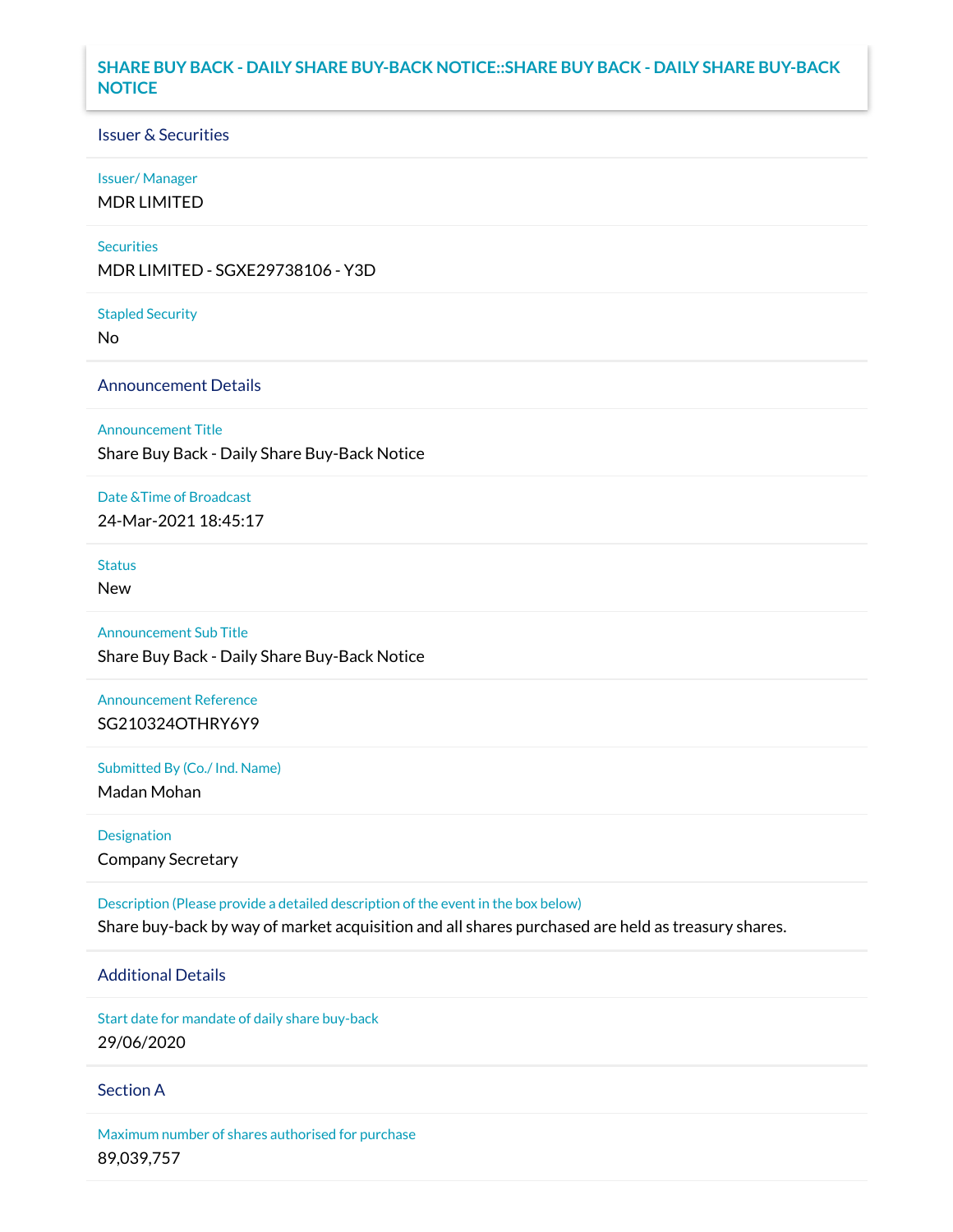# SHARE BUY BACK - DAILY SHARE BUY-BACK NOTICE::SHARE BUY BACK - DAILY SHARE BUY-BACK NOTICE

## Issuer & Securities

**Issuer/ Manager**

MDR LIMITED

**Securities**

MDR LIMITED - SGXE29738106 - Y3D

**Stapled Security**

No

## Announcement Details

**Announcement Title**

Share Buy Back - Daily Share Buy-Back Notice

**Date &Time of Broadcast**

24-Mar-2021 18:45:17

**Status**

New

**Announcement Sub Title**

Share Buy Back - Daily Share Buy-Back Notice

**Announcement Reference**

SG210324OTHRY6Y9

**Submitted By (Co./ Ind. Name)**

Madan Mohan

**Designation**

Company Secretary

**Description (Please provide a detailed description of the event in the box below)**

Share buy-back by way of market acquisition and all shares purchased are held as treasury shares.

## Additional Details

**Start date for mandate of daily share buy-back**

29/06/2020

## Section A

**Maximum number of shares authorised for purchase**

89,039,757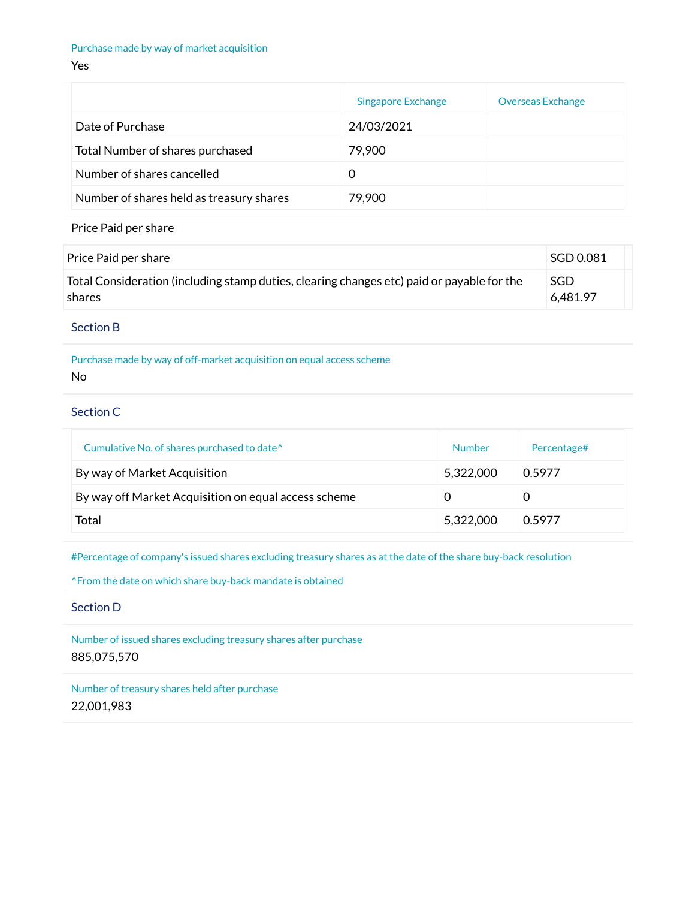Purchase made by way of market acquisition

Yes

| | Singapore Exchange | Overseas Exchange |
|---|---|---|
| Date of Purchase | 24/03/2021 | |
| Total Number of shares purchased | 79,900 | |
| Number of shares cancelled | 0 | |
| Number of shares held as treasury shares | 79,900 | |

Price Paid per share

| | | |
|---|---|---|
| Price Paid per share | SGD 0.081 | |
| Total Consideration (including stamp duties, clearing changes etc) paid or payable for the shares | SGD 6,481.97 | |

## Section B

Purchase made by way of off-market acquisition on equal access scheme

No

## Section C

| Cumulative No. of shares purchased to date^ | Number | Percentage# |
|---|---|---|
| By way of Market Acquisition | 5,322,000 | 0.5977 |
| By way off Market Acquisition on equal access scheme | 0 | 0 |
| Total | 5,322,000 | 0.5977 |

#Percentage of company's issued shares excluding treasury shares as at the date of the share buy-back resolution

^From the date on which share buy-back mandate is obtained

## Section D

Number of issued shares excluding treasury shares after purchase

885,075,570

Number of treasury shares held after purchase

22,001,983